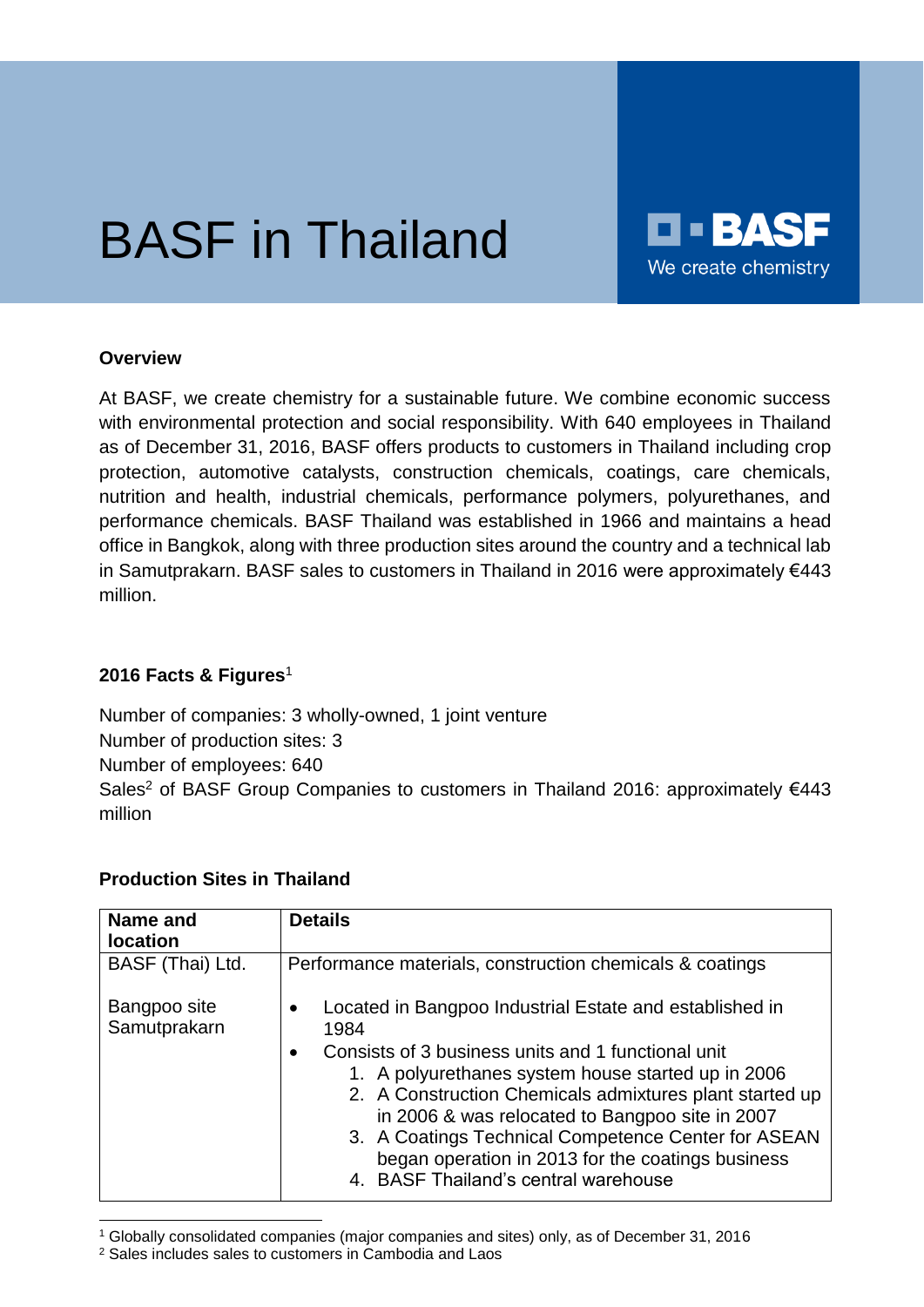# BASF in Thailand

**BASF**
We create chemistry

## Overview

At BASF, we create chemistry for a sustainable future. We combine economic success with environmental protection and social responsibility. With 640 employees in Thailand as of December 31, 2016, BASF offers products to customers in Thailand including crop protection, automotive catalysts, construction chemicals, coatings, care chemicals, nutrition and health, industrial chemicals, performance polymers, polyurethanes, and performance chemicals. BASF Thailand was established in 1966 and maintains a head office in Bangkok, along with three production sites around the country and a technical lab in Samutprakarn. BASF sales to customers in Thailand in 2016 were approximately €443 million.

## 2016 Facts & Figures[1]

Number of companies: 3 wholly-owned, 1 joint venture
Number of production sites: 3
Number of employees: 640
Sales[2] of BASF Group Companies to customers in Thailand 2016: approximately €443 million

## Production Sites in Thailand

| Name and location | Details |
|---|---|
| BASF (Thai) Ltd.<br><br>Bangpoo site Samutprakarn | Performance materials, construction chemicals & coatings<br><br>• Located in Bangpoo Industrial Estate and established in 1984<br>• Consists of 3 business units and 1 functional unit<br>1. A polyurethanes system house started up in 2006<br>2. A Construction Chemicals admixtures plant started up in 2006 & was relocated to Bangpoo site in 2007<br>3. A Coatings Technical Competence Center for ASEAN began operation in 2013 for the coatings business<br>4. BASF Thailand's central warehouse |

[1] Globally consolidated companies (major companies and sites) only, as of December 31, 2016
[2] Sales includes sales to customers in Cambodia and Laos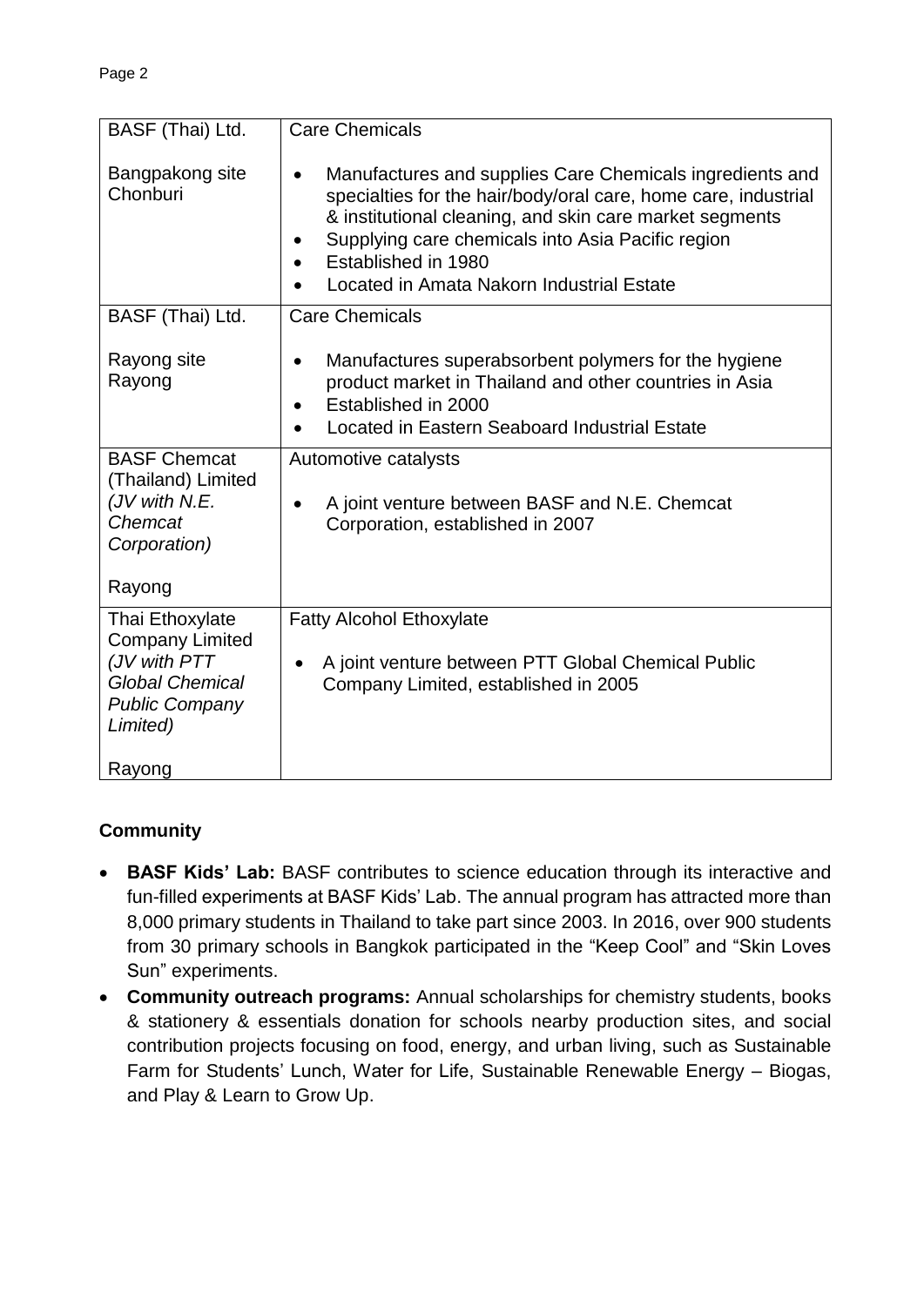| BASF (Thai) Ltd.<br><br>Bangpakong site<br>Chonburi | Care Chemicals<br><br>• Manufactures and supplies Care Chemicals ingredients and specialties for the hair/body/oral care, home care, industrial & institutional cleaning, and skin care market segments<br>• Supplying care chemicals into Asia Pacific region<br>• Established in 1980<br>• Located in Amata Nakorn Industrial Estate |
|---|---|
| BASF (Thai) Ltd.<br><br>Rayong site<br>Rayong | Care Chemicals<br><br>• Manufactures superabsorbent polymers for the hygiene product market in Thailand and other countries in Asia<br>• Established in 2000<br>• Located in Eastern Seaboard Industrial Estate |
| BASF Chemcat (Thailand) Limited<br>*(JV with N.E. Chemcat Corporation)*<br><br>Rayong | Automotive catalysts<br><br>• A joint venture between BASF and N.E. Chemcat Corporation, established in 2007 |
| Thai Ethoxylate Company Limited<br>*(JV with PTT Global Chemical Public Company Limited)*<br><br>Rayong | Fatty Alcohol Ethoxylate<br><br>• A joint venture between PTT Global Chemical Public Company Limited, established in 2005 |

**Community**

- **BASF Kids' Lab:** BASF contributes to science education through its interactive and fun-filled experiments at BASF Kids' Lab. The annual program has attracted more than 8,000 primary students in Thailand to take part since 2003. In 2016, over 900 students from 30 primary schools in Bangkok participated in the "Keep Cool" and "Skin Loves Sun" experiments.
- **Community outreach programs:** Annual scholarships for chemistry students, books & stationery & essentials donation for schools nearby production sites, and social contribution projects focusing on food, energy, and urban living, such as Sustainable Farm for Students' Lunch, Water for Life, Sustainable Renewable Energy – Biogas, and Play & Learn to Grow Up.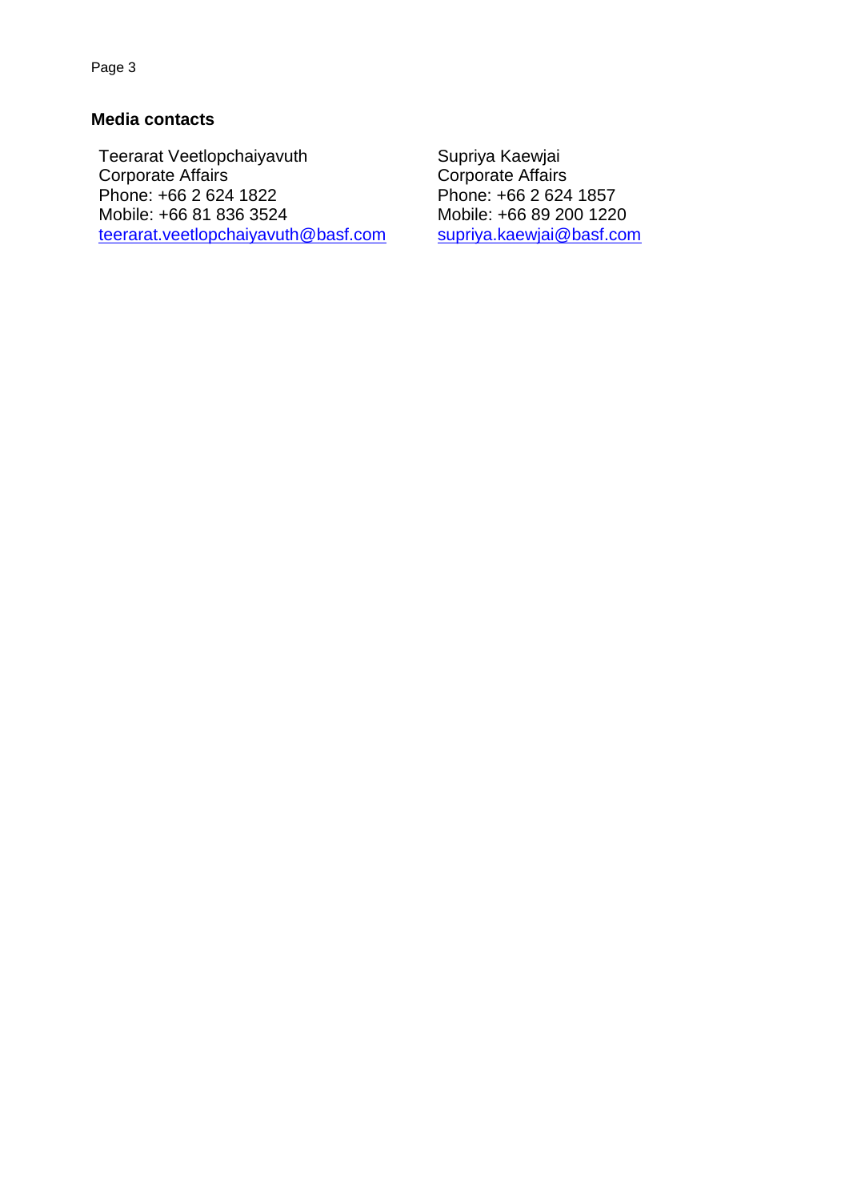**Media contacts**

Teerarat Veetlopchaiyavuth
Corporate Affairs
Phone: +66 2 624 1822
Mobile: +66 81 836 3524
teerarat.veetlopchaiyavuth@basf.com

Supriya Kaewjai
Corporate Affairs
Phone: +66 2 624 1857
Mobile: +66 89 200 1220
supriya.kaewjai@basf.com